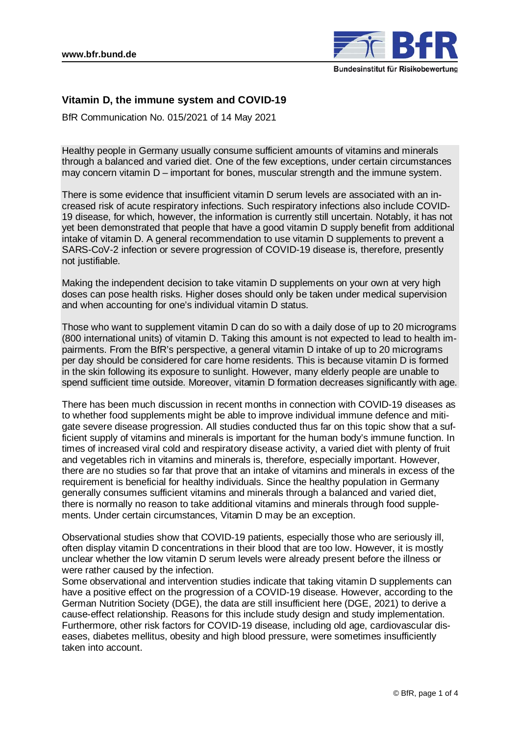# Vitamin D, the immune system and COVID-19

BfR Communication No. 015/2021 of 14 May 2021

Healthy people in Germany usually consume sufficient amounts of vitamins and minerals through a balanced and varied diet. One of the few exceptions, under certain circumstances may concern vitamin D – important for bones, muscular strength and the immune system.

There is some evidence that insufficient vitamin D serum levels are associated with an increased risk of acute respiratory infections. Such respiratory infections also include COVID-19 disease, for which, however, the information is currently still uncertain. Notably, it has not yet been demonstrated that people that have a good vitamin D supply benefit from additional intake of vitamin D. A general recommendation to use vitamin D supplements to prevent a SARS-CoV-2 infection or severe progression of COVID-19 disease is, therefore, presently not justifiable.

Making the independent decision to take vitamin D supplements on your own at very high doses can pose health risks. Higher doses should only be taken under medical supervision and when accounting for one's individual vitamin D status.

Those who want to supplement vitamin D can do so with a daily dose of up to 20 micrograms (800 international units) of vitamin D. Taking this amount is not expected to lead to health impairments. From the BfR's perspective, a general vitamin D intake of up to 20 micrograms per day should be considered for care home residents. This is because vitamin D is formed in the skin following its exposure to sunlight. However, many elderly people are unable to spend sufficient time outside. Moreover, vitamin D formation decreases significantly with age.

There has been much discussion in recent months in connection with COVID-19 diseases as to whether food supplements might be able to improve individual immune defence and mitigate severe disease progression. All studies conducted thus far on this topic show that a sufficient supply of vitamins and minerals is important for the human body's immune function. In times of increased viral cold and respiratory disease activity, a varied diet with plenty of fruit and vegetables rich in vitamins and minerals is, therefore, especially important. However, there are no studies so far that prove that an intake of vitamins and minerals in excess of the requirement is beneficial for healthy individuals. Since the healthy population in Germany generally consumes sufficient vitamins and minerals through a balanced and varied diet, there is normally no reason to take additional vitamins and minerals through food supplements. Under certain circumstances, Vitamin D may be an exception.

Observational studies show that COVID-19 patients, especially those who are seriously ill, often display vitamin D concentrations in their blood that are too low. However, it is mostly unclear whether the low vitamin D serum levels were already present before the illness or were rather caused by the infection.
Some observational and intervention studies indicate that taking vitamin D supplements can have a positive effect on the progression of a COVID-19 disease. However, according to the German Nutrition Society (DGE), the data are still insufficient here (DGE, 2021) to derive a cause-effect relationship. Reasons for this include study design and study implementation. Furthermore, other risk factors for COVID-19 disease, including old age, cardiovascular diseases, diabetes mellitus, obesity and high blood pressure, were sometimes insufficiently taken into account.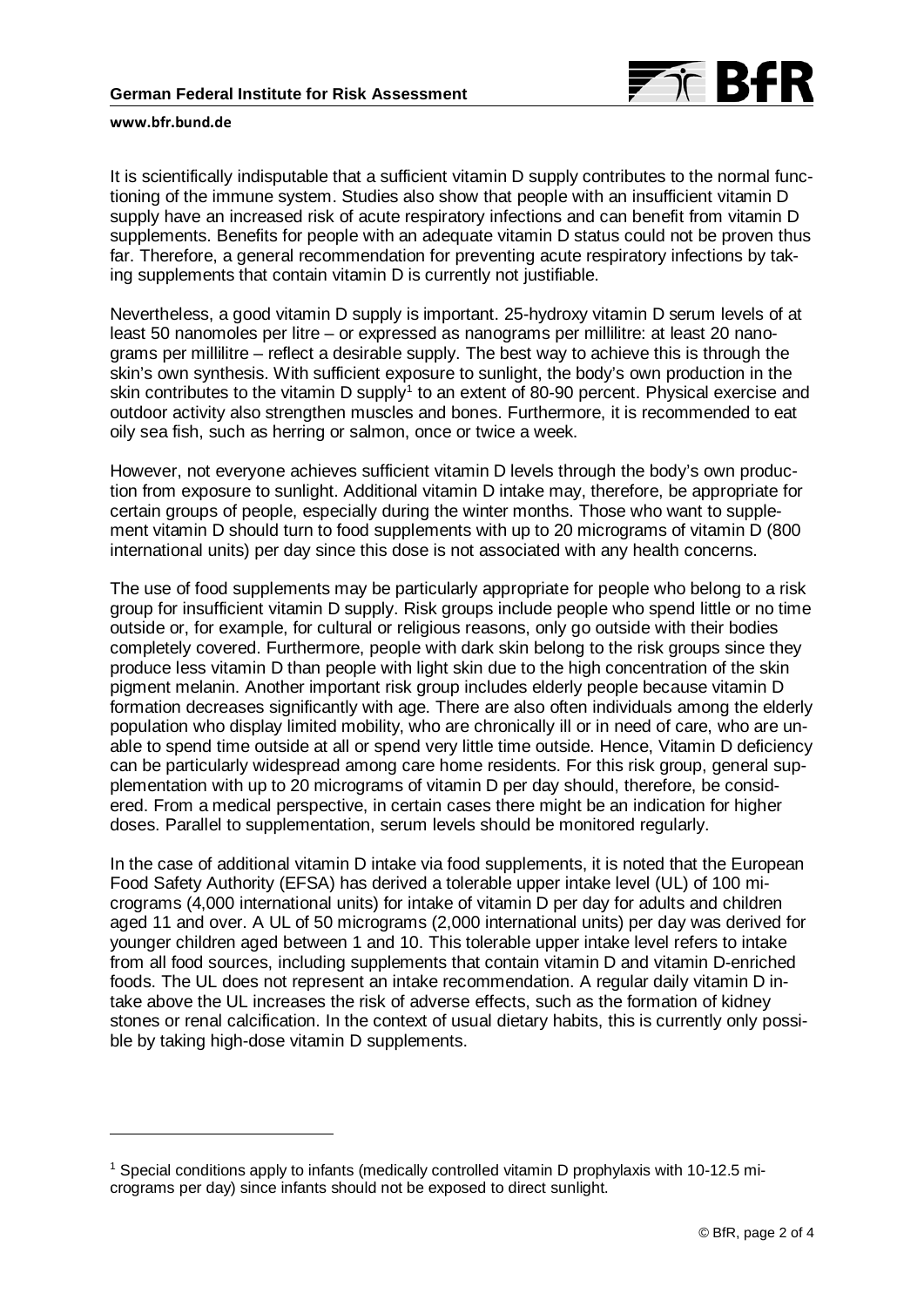It is scientifically indisputable that a sufficient vitamin D supply contributes to the normal functioning of the immune system. Studies also show that people with an insufficient vitamin D supply have an increased risk of acute respiratory infections and can benefit from vitamin D supplements. Benefits for people with an adequate vitamin D status could not be proven thus far. Therefore, a general recommendation for preventing acute respiratory infections by taking supplements that contain vitamin D is currently not justifiable.

Nevertheless, a good vitamin D supply is important. 25-hydroxy vitamin D serum levels of at least 50 nanomoles per litre – or expressed as nanograms per millilitre: at least 20 nanograms per millilitre – reflect a desirable supply. The best way to achieve this is through the skin's own synthesis. With sufficient exposure to sunlight, the body's own production in the skin contributes to the vitamin D supply[1] to an extent of 80-90 percent. Physical exercise and outdoor activity also strengthen muscles and bones. Furthermore, it is recommended to eat oily sea fish, such as herring or salmon, once or twice a week.

However, not everyone achieves sufficient vitamin D levels through the body's own production from exposure to sunlight. Additional vitamin D intake may, therefore, be appropriate for certain groups of people, especially during the winter months. Those who want to supplement vitamin D should turn to food supplements with up to 20 micrograms of vitamin D (800 international units) per day since this dose is not associated with any health concerns.

The use of food supplements may be particularly appropriate for people who belong to a risk group for insufficient vitamin D supply. Risk groups include people who spend little or no time outside or, for example, for cultural or religious reasons, only go outside with their bodies completely covered. Furthermore, people with dark skin belong to the risk groups since they produce less vitamin D than people with light skin due to the high concentration of the skin pigment melanin. Another important risk group includes elderly people because vitamin D formation decreases significantly with age. There are also often individuals among the elderly population who display limited mobility, who are chronically ill or in need of care, who are unable to spend time outside at all or spend very little time outside. Hence, Vitamin D deficiency can be particularly widespread among care home residents. For this risk group, general supplementation with up to 20 micrograms of vitamin D per day should, therefore, be considered. From a medical perspective, in certain cases there might be an indication for higher doses. Parallel to supplementation, serum levels should be monitored regularly.

In the case of additional vitamin D intake via food supplements, it is noted that the European Food Safety Authority (EFSA) has derived a tolerable upper intake level (UL) of 100 micrograms (4,000 international units) for intake of vitamin D per day for adults and children aged 11 and over. A UL of 50 micrograms (2,000 international units) per day was derived for younger children aged between 1 and 10. This tolerable upper intake level refers to intake from all food sources, including supplements that contain vitamin D and vitamin D-enriched foods. The UL does not represent an intake recommendation. A regular daily vitamin D intake above the UL increases the risk of adverse effects, such as the formation of kidney stones or renal calcification. In the context of usual dietary habits, this is currently only possible by taking high-dose vitamin D supplements.

---

[1] Special conditions apply to infants (medically controlled vitamin D prophylaxis with 10-12.5 micrograms per day) since infants should not be exposed to direct sunlight.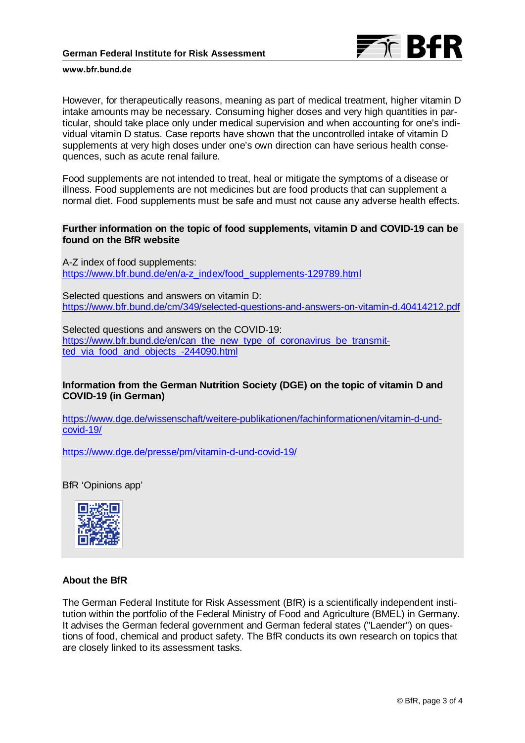However, for therapeutically reasons, meaning as part of medical treatment, higher vitamin D intake amounts may be necessary. Consuming higher doses and very high quantities in particular, should take place only under medical supervision and when accounting for one's individual vitamin D status. Case reports have shown that the uncontrolled intake of vitamin D supplements at very high doses under one's own direction can have serious health consequences, such as acute renal failure.

Food supplements are not intended to treat, heal or mitigate the symptoms of a disease or illness. Food supplements are not medicines but are food products that can supplement a normal diet. Food supplements must be safe and must not cause any adverse health effects.

**Further information on the topic of food supplements, vitamin D and COVID-19 can be found on the BfR website**

A-Z index of food supplements:
https://www.bfr.bund.de/en/a-z_index/food_supplements-129789.html

Selected questions and answers on vitamin D:
https://www.bfr.bund.de/cm/349/selected-questions-and-answers-on-vitamin-d.40414212.pdf

Selected questions and answers on the COVID-19:
https://www.bfr.bund.de/en/can_the_new_type_of_coronavirus_be_transmitted_via_food_and_objects_-244090.html

**Information from the German Nutrition Society (DGE) on the topic of vitamin D and COVID-19 (in German)**

https://www.dge.de/wissenschaft/weitere-publikationen/fachinformationen/vitamin-d-und-covid-19/

https://www.dge.de/presse/pm/vitamin-d-und-covid-19/

BfR 'Opinions app'

## About the BfR

The German Federal Institute for Risk Assessment (BfR) is a scientifically independent institution within the portfolio of the Federal Ministry of Food and Agriculture (BMEL) in Germany. It advises the German federal government and German federal states ("Laender") on questions of food, chemical and product safety. The BfR conducts its own research on topics that are closely linked to its assessment tasks.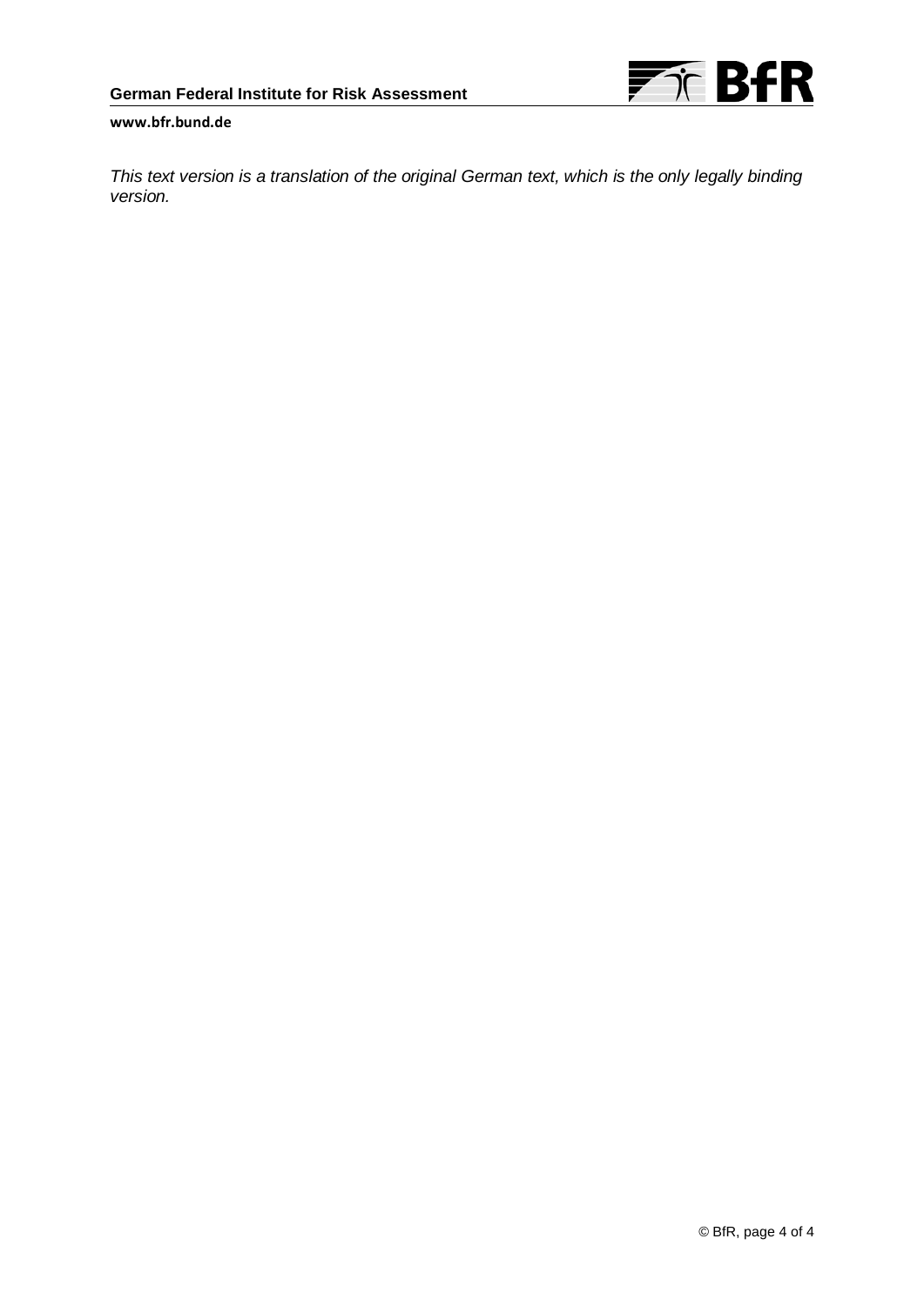*This text version is a translation of the original German text, which is the only legally binding version.*